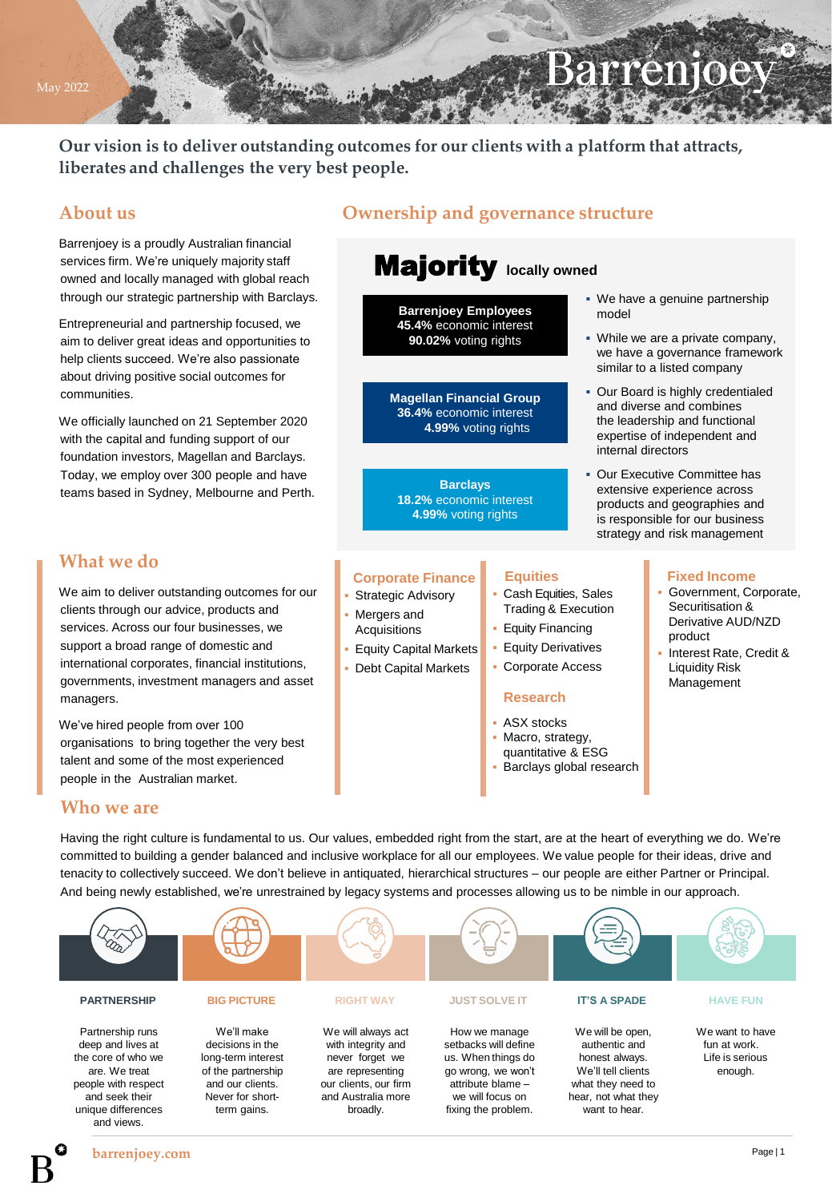May 2022

# Barrenjoey

**Our vision is to deliver outstanding outcomes for our clients with a platform that attracts, liberates and challenges the very best people.**

## About us

Barrenjoey is a proudly Australian financial services firm. We're uniquely majority staff owned and locally managed with global reach through our strategic partnership with Barclays.

Entrepreneurial and partnership focused, we aim to deliver great ideas and opportunities to help clients succeed. We're also passionate about driving positive social outcomes for communities.

We officially launched on 21 September 2020 with the capital and funding support of our foundation investors, Magellan and Barclays. Today, we employ over 300 people and have teams based in Sydney, Melbourne and Perth.

## Ownership and governance structure

**Majority** locally owned

**Barrenjoey Employees**
**45.4%** economic interest
**90.02%** voting rights

**Magellan Financial Group**
**36.4%** economic interest
**4.99%** voting rights

**Barclays**
**18.2%** economic interest
**4.99%** voting rights

- We have a genuine partnership model
- While we are a private company, we have a governance framework similar to a listed company
- Our Board is highly credentialed and diverse and combines the leadership and functional expertise of independent and internal directors
- Our Executive Committee has extensive experience across products and geographies and is responsible for our business strategy and risk management

## What we do

We aim to deliver outstanding outcomes for our clients through our advice, products and services. Across our four businesses, we support a broad range of domestic and international corporates, financial institutions, governments, investment managers and asset managers.

We've hired people from over 100 organisations to bring together the very best talent and some of the most experienced people in the Australian market.

### Corporate Finance

- Strategic Advisory
- Mergers and Acquisitions
- Equity Capital Markets
- Debt Capital Markets

### Equities

- Cash Equities, Sales Trading & Execution
- Equity Financing
- Equity Derivatives
- Corporate Access

### Research

- ASX stocks
- Macro, strategy, quantitative & ESG
- Barclays global research

### Fixed Income

- Government, Corporate, Securitisation & Derivative AUD/NZD product
- Interest Rate, Credit & Liquidity Risk Management

## Who we are

Having the right culture is fundamental to us. Our values, embedded right from the start, are at the heart of everything we do. We're committed to building a gender balanced and inclusive workplace for all our employees. We value people for their ideas, drive and tenacity to collectively succeed. We don't believe in antiquated, hierarchical structures – our people are either Partner or Principal. And being newly established, we're unrestrained by legacy systems and processes allowing us to be nimble in our approach.

**PARTNERSHIP**
Partnership runs deep and lives at the core of who we are. We treat people with respect and seek their unique differences and views.

**BIG PICTURE**
We'll make decisions in the long-term interest of the partnership and our clients. Never for short-term gains.

**RIGHT WAY**
We will always act with integrity and never forget we are representing our clients, our firm and Australia more broadly.

**JUST SOLVE IT**
How we manage setbacks will define us. When things do go wrong, we won't attribute blame – we will focus on fixing the problem.

**IT'S A SPADE**
We will be open, authentic and honest always. We'll tell clients what they need to hear, not what they want to hear.

**HAVE FUN**
We want to have fun at work. Life is serious enough.

barrenjoey.com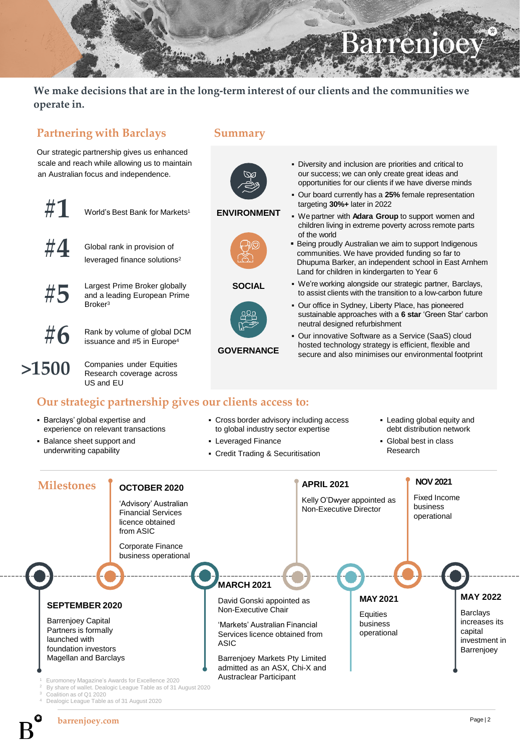# Barrenjoey

**We make decisions that are in the long-term interest of our clients and the communities we operate in.**

## Partnering with Barclays

Our strategic partnership gives us enhanced scale and reach while allowing us to maintain an Australian focus and independence.

**#1** World's Best Bank for Markets[1]

**#4** Global rank in provision of leveraged finance solutions[2]

**#5** Largest Prime Broker globally and a leading European Prime Broker[3]

**#6** Rank by volume of global DCM issuance and #5 in Europe[4]

**>1500** Companies under Equities Research coverage across US and EU

## Summary

**ENVIRONMENT**

**SOCIAL**

**GOVERNANCE**

- Diversity and inclusion are priorities and critical to our success; we can only create great ideas and opportunities for our clients if we have diverse minds
- Our board currently has a **25%** female representation targeting **30%+** later in 2022
- We partner with **Adara Group** to support women and children living in extreme poverty across remote parts of the world
- Being proudly Australian we aim to support Indigenous communities. We have provided funding so far to Dhupuma Barker, an independent school in East Arnhem Land for children in kindergarten to Year 6
- We're working alongside our strategic partner, Barclays, to assist clients with the transition to a low-carbon future
- Our office in Sydney, Liberty Place, has pioneered sustainable approaches with a **6 star** 'Green Star' carbon neutral designed refurbishment
- Our innovative Software as a Service (SaaS) cloud hosted technology strategy is efficient, flexible and secure and also minimises our environmental footprint

## Our strategic partnership gives our clients access to:

- Barclays' global expertise and experience on relevant transactions
- Balance sheet support and underwriting capability
- Cross border advisory including access to global industry sector expertise
- Leveraged Finance
- Credit Trading & Securitisation
- Leading global equity and debt distribution network
- Global best in class Research

## Milestones

**SEPTEMBER 2020**
Barrenjoey Capital Partners is formally launched with foundation investors Magellan and Barclays

**OCTOBER 2020**
'Advisory' Australian Financial Services licence obtained from ASIC

Corporate Finance business operational

**MARCH 2021**
David Gonski appointed as Non-Executive Chair

'Markets' Australian Financial Services licence obtained from ASIC

Barrenjoey Markets Pty Limited admitted as an ASX, Chi-X and Austraclear Participant

**APRIL 2021**
Kelly O'Dwyer appointed as Non-Executive Director

**MAY 2021**
Equities business operational

**NOV 2021**
Fixed Income business operational

**MAY 2022**
Barclays increases its capital investment in Barrenjoey

[1] Euromoney Magazine's Awards for Excellence 2020
[2] By share of wallet. Dealogic League Table as of 31 August 2020
[3] Coalition as of Q1 2020
[4] Dealogic League Table as of 31 August 2020

barrenjoey.com